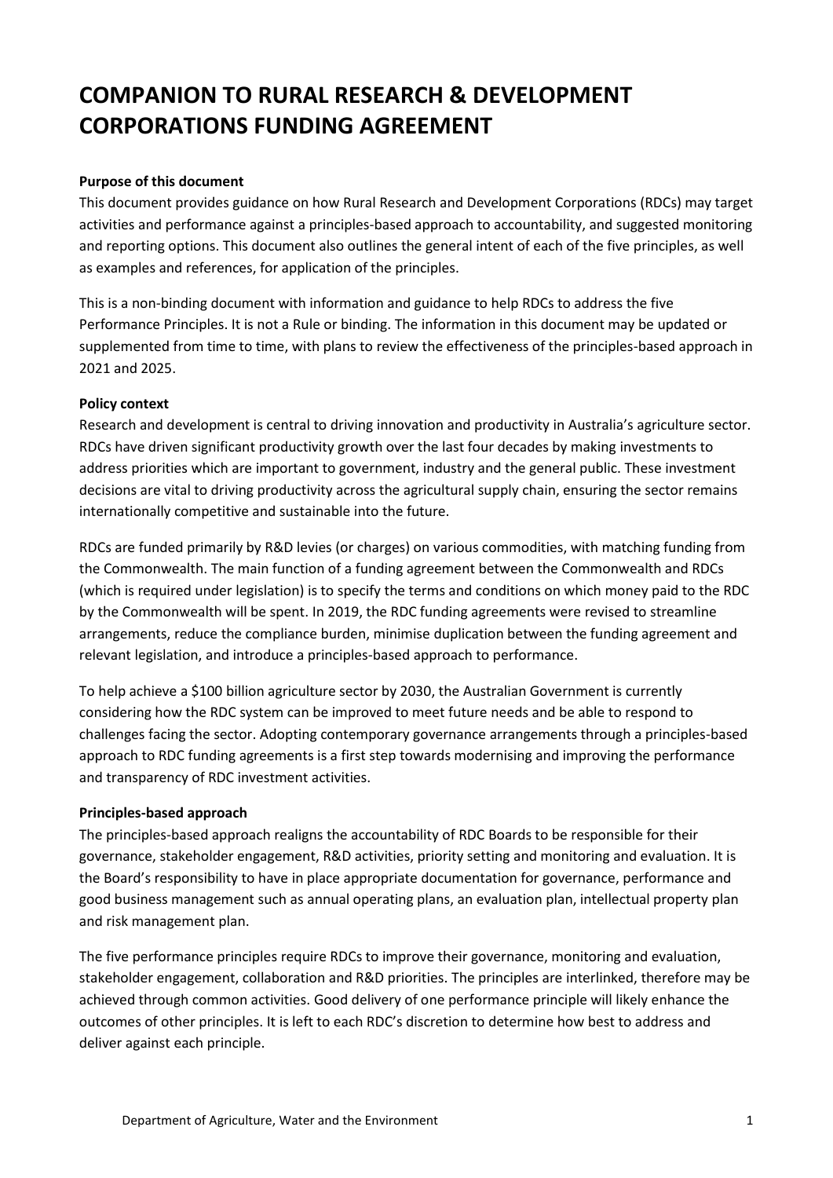# COMPANION TO RURAL RESEARCH & DEVELOPMENT CORPORATIONS FUNDING AGREEMENT

**Purpose of this document**

This document provides guidance on how Rural Research and Development Corporations (RDCs) may target activities and performance against a principles-based approach to accountability, and suggested monitoring and reporting options. This document also outlines the general intent of each of the five principles, as well as examples and references, for application of the principles.

This is a non-binding document with information and guidance to help RDCs to address the five Performance Principles. It is not a Rule or binding. The information in this document may be updated or supplemented from time to time, with plans to review the effectiveness of the principles-based approach in 2021 and 2025.

**Policy context**

Research and development is central to driving innovation and productivity in Australia's agriculture sector. RDCs have driven significant productivity growth over the last four decades by making investments to address priorities which are important to government, industry and the general public. These investment decisions are vital to driving productivity across the agricultural supply chain, ensuring the sector remains internationally competitive and sustainable into the future.

RDCs are funded primarily by R&D levies (or charges) on various commodities, with matching funding from the Commonwealth. The main function of a funding agreement between the Commonwealth and RDCs (which is required under legislation) is to specify the terms and conditions on which money paid to the RDC by the Commonwealth will be spent. In 2019, the RDC funding agreements were revised to streamline arrangements, reduce the compliance burden, minimise duplication between the funding agreement and relevant legislation, and introduce a principles-based approach to performance.

To help achieve a $100 billion agriculture sector by 2030, the Australian Government is currently considering how the RDC system can be improved to meet future needs and be able to respond to challenges facing the sector. Adopting contemporary governance arrangements through a principles-based approach to RDC funding agreements is a first step towards modernising and improving the performance and transparency of RDC investment activities.

**Principles-based approach**

The principles-based approach realigns the accountability of RDC Boards to be responsible for their governance, stakeholder engagement, R&D activities, priority setting and monitoring and evaluation. It is the Board's responsibility to have in place appropriate documentation for governance, performance and good business management such as annual operating plans, an evaluation plan, intellectual property plan and risk management plan.

The five performance principles require RDCs to improve their governance, monitoring and evaluation, stakeholder engagement, collaboration and R&D priorities. The principles are interlinked, therefore may be achieved through common activities. Good delivery of one performance principle will likely enhance the outcomes of other principles. It is left to each RDC's discretion to determine how best to address and deliver against each principle.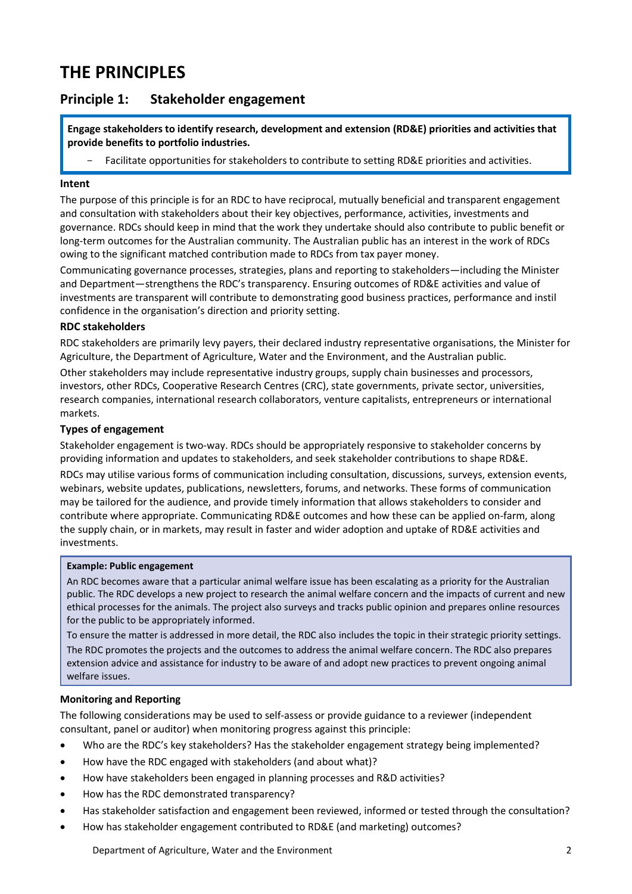# THE PRINCIPLES

## Principle 1: Stakeholder engagement

**Engage stakeholders to identify research, development and extension (RD&E) priorities and activities that provide benefits to portfolio industries.**

- Facilitate opportunities for stakeholders to contribute to setting RD&E priorities and activities.

**Intent**

The purpose of this principle is for an RDC to have reciprocal, mutually beneficial and transparent engagement and consultation with stakeholders about their key objectives, performance, activities, investments and governance. RDCs should keep in mind that the work they undertake should also contribute to public benefit or long-term outcomes for the Australian community. The Australian public has an interest in the work of RDCs owing to the significant matched contribution made to RDCs from tax payer money.

Communicating governance processes, strategies, plans and reporting to stakeholders—including the Minister and Department—strengthens the RDC's transparency. Ensuring outcomes of RD&E activities and value of investments are transparent will contribute to demonstrating good business practices, performance and instil confidence in the organisation's direction and priority setting.

**RDC stakeholders**

RDC stakeholders are primarily levy payers, their declared industry representative organisations, the Minister for Agriculture, the Department of Agriculture, Water and the Environment, and the Australian public.

Other stakeholders may include representative industry groups, supply chain businesses and processors, investors, other RDCs, Cooperative Research Centres (CRC), state governments, private sector, universities, research companies, international research collaborators, venture capitalists, entrepreneurs or international markets.

**Types of engagement**

Stakeholder engagement is two-way. RDCs should be appropriately responsive to stakeholder concerns by providing information and updates to stakeholders, and seek stakeholder contributions to shape RD&E.

RDCs may utilise various forms of communication including consultation, discussions, surveys, extension events, webinars, website updates, publications, newsletters, forums, and networks. These forms of communication may be tailored for the audience, and provide timely information that allows stakeholders to consider and contribute where appropriate. Communicating RD&E outcomes and how these can be applied on-farm, along the supply chain, or in markets, may result in faster and wider adoption and uptake of RD&E activities and investments.

**Example: Public engagement**

An RDC becomes aware that a particular animal welfare issue has been escalating as a priority for the Australian public. The RDC develops a new project to research the animal welfare concern and the impacts of current and new ethical processes for the animals. The project also surveys and tracks public opinion and prepares online resources for the public to be appropriately informed.

To ensure the matter is addressed in more detail, the RDC also includes the topic in their strategic priority settings.

The RDC promotes the projects and the outcomes to address the animal welfare concern. The RDC also prepares extension advice and assistance for industry to be aware of and adopt new practices to prevent ongoing animal welfare issues.

**Monitoring and Reporting**

The following considerations may be used to self-assess or provide guidance to a reviewer (independent consultant, panel or auditor) when monitoring progress against this principle:

- Who are the RDC's key stakeholders? Has the stakeholder engagement strategy being implemented?
- How have the RDC engaged with stakeholders (and about what)?
- How have stakeholders been engaged in planning processes and R&D activities?
- How has the RDC demonstrated transparency?
- Has stakeholder satisfaction and engagement been reviewed, informed or tested through the consultation?
- How has stakeholder engagement contributed to RD&E (and marketing) outcomes?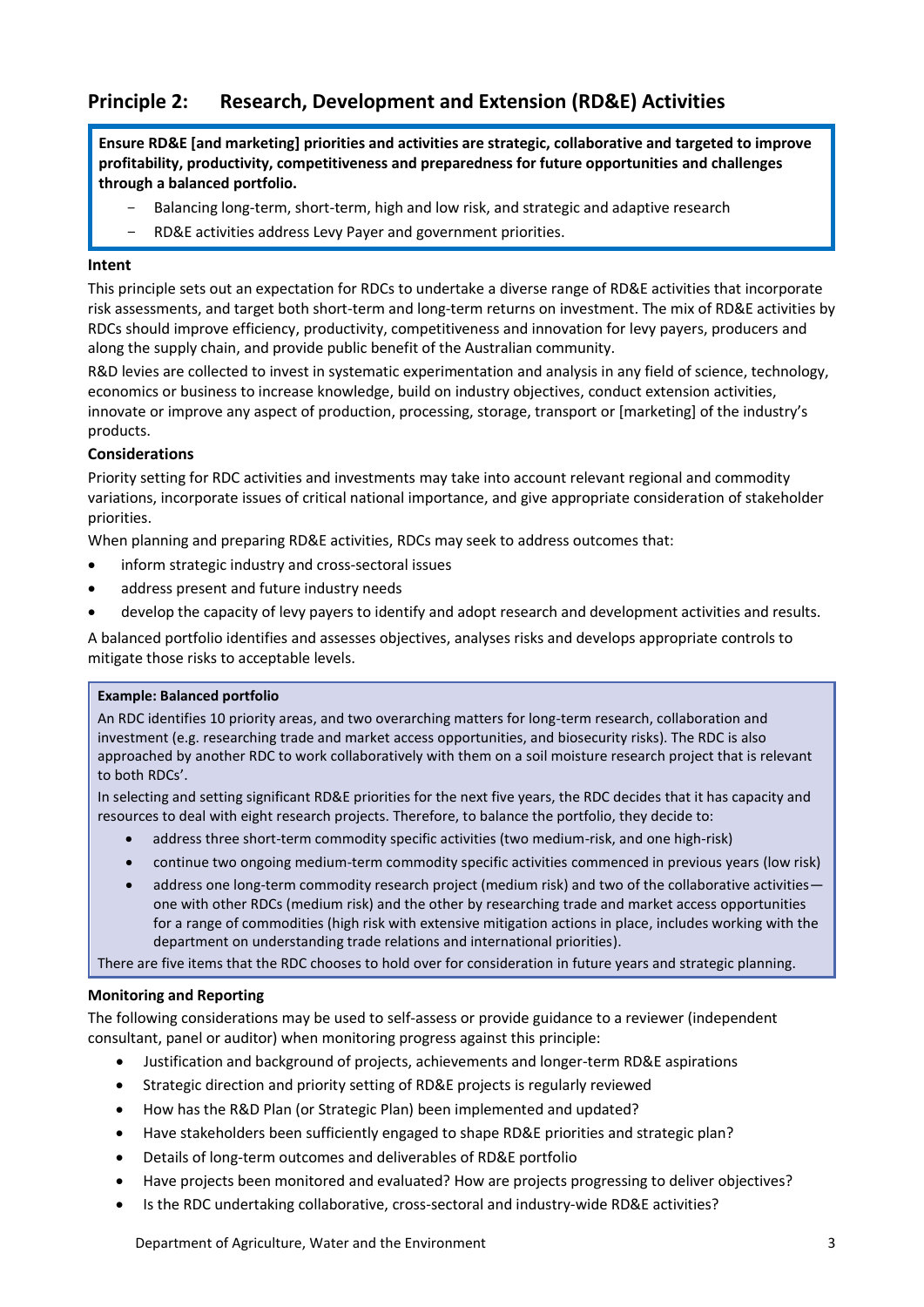## Principle 2: Research, Development and Extension (RD&E) Activities

> **Ensure RD&E [and marketing] priorities and activities are strategic, collaborative and targeted to improve profitability, productivity, competitiveness and preparedness for future opportunities and challenges through a balanced portfolio.**
>
> - Balancing long-term, short-term, high and low risk, and strategic and adaptive research
> - RD&E activities address Levy Payer and government priorities.

### Intent

This principle sets out an expectation for RDCs to undertake a diverse range of RD&E activities that incorporate risk assessments, and target both short-term and long-term returns on investment. The mix of RD&E activities by RDCs should improve efficiency, productivity, competitiveness and innovation for levy payers, producers and along the supply chain, and provide public benefit of the Australian community.

R&D levies are collected to invest in systematic experimentation and analysis in any field of science, technology, economics or business to increase knowledge, build on industry objectives, conduct extension activities, innovate or improve any aspect of production, processing, storage, transport or [marketing] of the industry's products.

### Considerations

Priority setting for RDC activities and investments may take into account relevant regional and commodity variations, incorporate issues of critical national importance, and give appropriate consideration of stakeholder priorities.

When planning and preparing RD&E activities, RDCs may seek to address outcomes that:

- inform strategic industry and cross-sectoral issues
- address present and future industry needs
- develop the capacity of levy payers to identify and adopt research and development activities and results.

A balanced portfolio identifies and assesses objectives, analyses risks and develops appropriate controls to mitigate those risks to acceptable levels.

> **Example: Balanced portfolio**
>
> An RDC identifies 10 priority areas, and two overarching matters for long-term research, collaboration and investment (e.g. researching trade and market access opportunities, and biosecurity risks). The RDC is also approached by another RDC to work collaboratively with them on a soil moisture research project that is relevant to both RDCs'.
>
> In selecting and setting significant RD&E priorities for the next five years, the RDC decides that it has capacity and resources to deal with eight research projects. Therefore, to balance the portfolio, they decide to:
>
> - address three short-term commodity specific activities (two medium-risk, and one high-risk)
> - continue two ongoing medium-term commodity specific activities commenced in previous years (low risk)
> - address one long-term commodity research project (medium risk) and two of the collaborative activities—one with other RDCs (medium risk) and the other by researching trade and market access opportunities for a range of commodities (high risk with extensive mitigation actions in place, includes working with the department on understanding trade relations and international priorities).
>
> There are five items that the RDC chooses to hold over for consideration in future years and strategic planning.

### Monitoring and Reporting

The following considerations may be used to self-assess or provide guidance to a reviewer (independent consultant, panel or auditor) when monitoring progress against this principle:

- Justification and background of projects, achievements and longer-term RD&E aspirations
- Strategic direction and priority setting of RD&E projects is regularly reviewed
- How has the R&D Plan (or Strategic Plan) been implemented and updated?
- Have stakeholders been sufficiently engaged to shape RD&E priorities and strategic plan?
- Details of long-term outcomes and deliverables of RD&E portfolio
- Have projects been monitored and evaluated? How are projects progressing to deliver objectives?
- Is the RDC undertaking collaborative, cross-sectoral and industry-wide RD&E activities?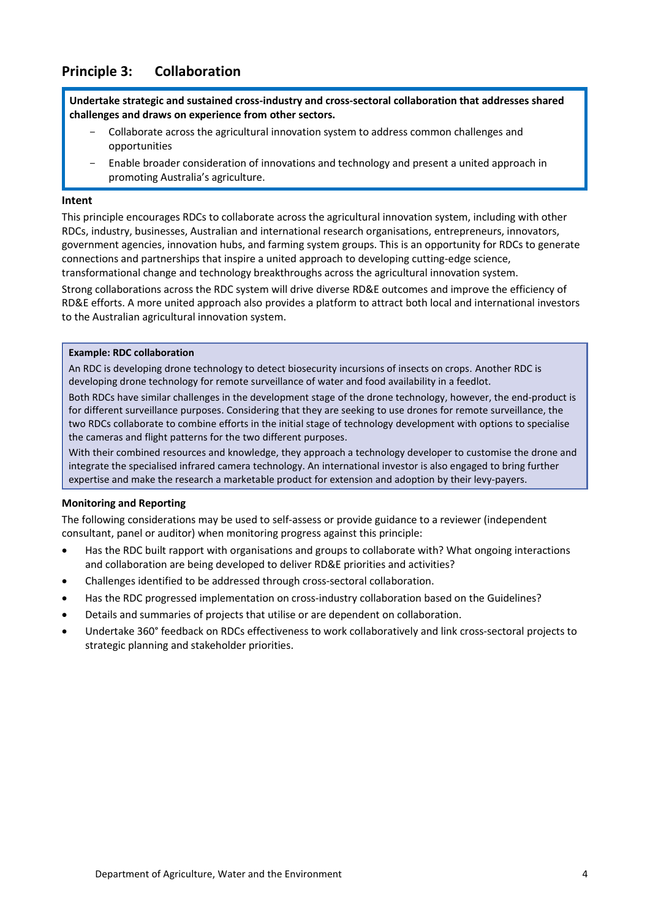## Principle 3: Collaboration

**Undertake strategic and sustained cross-industry and cross-sectoral collaboration that addresses shared challenges and draws on experience from other sectors.**

- Collaborate across the agricultural innovation system to address common challenges and opportunities
- Enable broader consideration of innovations and technology and present a united approach in promoting Australia's agriculture.

**Intent**

This principle encourages RDCs to collaborate across the agricultural innovation system, including with other RDCs, industry, businesses, Australian and international research organisations, entrepreneurs, innovators, government agencies, innovation hubs, and farming system groups. This is an opportunity for RDCs to generate connections and partnerships that inspire a united approach to developing cutting-edge science, transformational change and technology breakthroughs across the agricultural innovation system.

Strong collaborations across the RDC system will drive diverse RD&E outcomes and improve the efficiency of RD&E efforts. A more united approach also provides a platform to attract both local and international investors to the Australian agricultural innovation system.

**Example: RDC collaboration**

An RDC is developing drone technology to detect biosecurity incursions of insects on crops. Another RDC is developing drone technology for remote surveillance of water and food availability in a feedlot.

Both RDCs have similar challenges in the development stage of the drone technology, however, the end-product is for different surveillance purposes. Considering that they are seeking to use drones for remote surveillance, the two RDCs collaborate to combine efforts in the initial stage of technology development with options to specialise the cameras and flight patterns for the two different purposes.

With their combined resources and knowledge, they approach a technology developer to customise the drone and integrate the specialised infrared camera technology. An international investor is also engaged to bring further expertise and make the research a marketable product for extension and adoption by their levy-payers.

**Monitoring and Reporting**

The following considerations may be used to self-assess or provide guidance to a reviewer (independent consultant, panel or auditor) when monitoring progress against this principle:

- Has the RDC built rapport with organisations and groups to collaborate with? What ongoing interactions and collaboration are being developed to deliver RD&E priorities and activities?
- Challenges identified to be addressed through cross-sectoral collaboration.
- Has the RDC progressed implementation on cross-industry collaboration based on the Guidelines?
- Details and summaries of projects that utilise or are dependent on collaboration.
- Undertake 360° feedback on RDCs effectiveness to work collaboratively and link cross-sectoral projects to strategic planning and stakeholder priorities.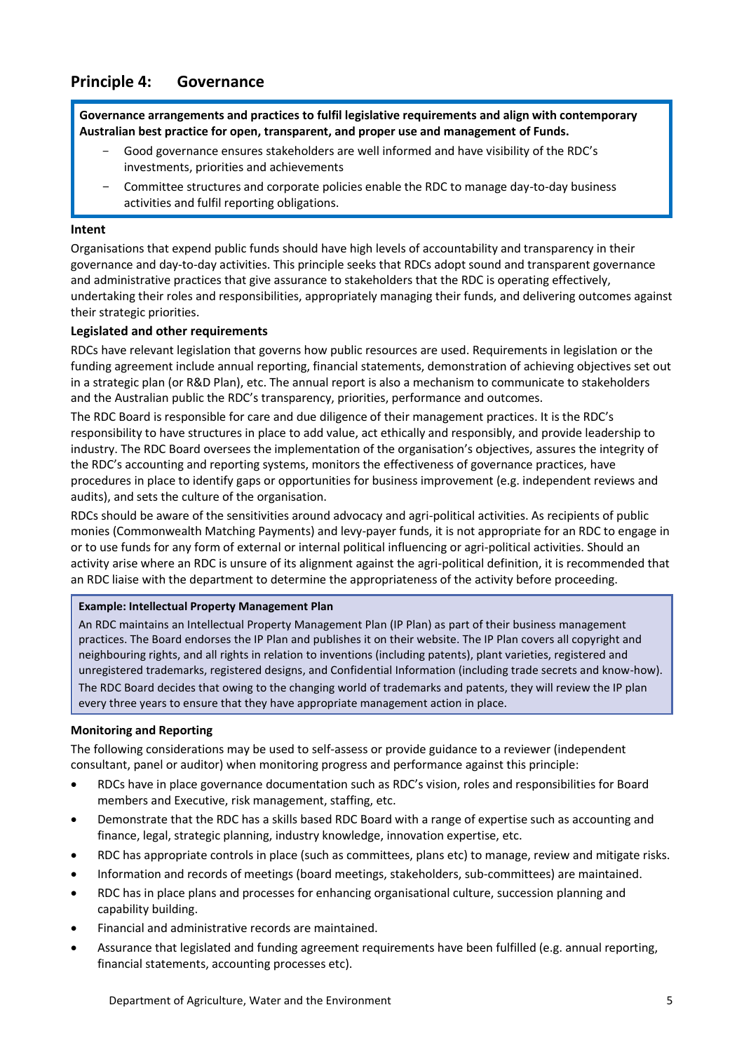## Principle 4: Governance

**Governance arrangements and practices to fulfil legislative requirements and align with contemporary Australian best practice for open, transparent, and proper use and management of Funds.**

- Good governance ensures stakeholders are well informed and have visibility of the RDC's investments, priorities and achievements
- Committee structures and corporate policies enable the RDC to manage day-to-day business activities and fulfil reporting obligations.

### Intent

Organisations that expend public funds should have high levels of accountability and transparency in their governance and day-to-day activities. This principle seeks that RDCs adopt sound and transparent governance and administrative practices that give assurance to stakeholders that the RDC is operating effectively, undertaking their roles and responsibilities, appropriately managing their funds, and delivering outcomes against their strategic priorities.

### Legislated and other requirements

RDCs have relevant legislation that governs how public resources are used. Requirements in legislation or the funding agreement include annual reporting, financial statements, demonstration of achieving objectives set out in a strategic plan (or R&D Plan), etc. The annual report is also a mechanism to communicate to stakeholders and the Australian public the RDC's transparency, priorities, performance and outcomes.

The RDC Board is responsible for care and due diligence of their management practices. It is the RDC's responsibility to have structures in place to add value, act ethically and responsibly, and provide leadership to industry. The RDC Board oversees the implementation of the organisation's objectives, assures the integrity of the RDC's accounting and reporting systems, monitors the effectiveness of governance practices, have procedures in place to identify gaps or opportunities for business improvement (e.g. independent reviews and audits), and sets the culture of the organisation.

RDCs should be aware of the sensitivities around advocacy and agri-political activities. As recipients of public monies (Commonwealth Matching Payments) and levy-payer funds, it is not appropriate for an RDC to engage in or to use funds for any form of external or internal political influencing or agri-political activities. Should an activity arise where an RDC is unsure of its alignment against the agri-political definition, it is recommended that an RDC liaise with the department to determine the appropriateness of the activity before proceeding.

> **Example: Intellectual Property Management Plan**
>
> An RDC maintains an Intellectual Property Management Plan (IP Plan) as part of their business management practices. The Board endorses the IP Plan and publishes it on their website. The IP Plan covers all copyright and neighbouring rights, and all rights in relation to inventions (including patents), plant varieties, registered and unregistered trademarks, registered designs, and Confidential Information (including trade secrets and know-how).
>
> The RDC Board decides that owing to the changing world of trademarks and patents, they will review the IP plan every three years to ensure that they have appropriate management action in place.

### Monitoring and Reporting

The following considerations may be used to self-assess or provide guidance to a reviewer (independent consultant, panel or auditor) when monitoring progress and performance against this principle:

- RDCs have in place governance documentation such as RDC's vision, roles and responsibilities for Board members and Executive, risk management, staffing, etc.
- Demonstrate that the RDC has a skills based RDC Board with a range of expertise such as accounting and finance, legal, strategic planning, industry knowledge, innovation expertise, etc.
- RDC has appropriate controls in place (such as committees, plans etc) to manage, review and mitigate risks.
- Information and records of meetings (board meetings, stakeholders, sub-committees) are maintained.
- RDC has in place plans and processes for enhancing organisational culture, succession planning and capability building.
- Financial and administrative records are maintained.
- Assurance that legislated and funding agreement requirements have been fulfilled (e.g. annual reporting, financial statements, accounting processes etc).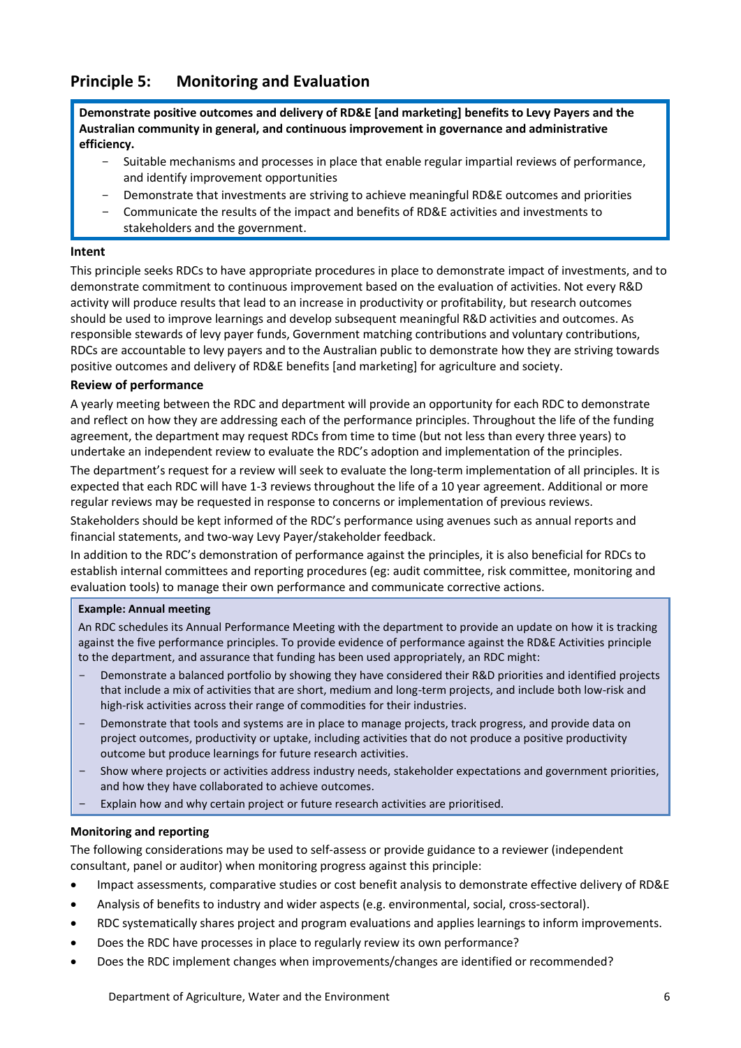## Principle 5: Monitoring and Evaluation

**Demonstrate positive outcomes and delivery of RD&E [and marketing] benefits to Levy Payers and the Australian community in general, and continuous improvement in governance and administrative efficiency.**

- Suitable mechanisms and processes in place that enable regular impartial reviews of performance, and identify improvement opportunities
- Demonstrate that investments are striving to achieve meaningful RD&E outcomes and priorities
- Communicate the results of the impact and benefits of RD&E activities and investments to stakeholders and the government.

**Intent**

This principle seeks RDCs to have appropriate procedures in place to demonstrate impact of investments, and to demonstrate commitment to continuous improvement based on the evaluation of activities. Not every R&D activity will produce results that lead to an increase in productivity or profitability, but research outcomes should be used to improve learnings and develop subsequent meaningful R&D activities and outcomes. As responsible stewards of levy payer funds, Government matching contributions and voluntary contributions, RDCs are accountable to levy payers and to the Australian public to demonstrate how they are striving towards positive outcomes and delivery of RD&E benefits [and marketing] for agriculture and society.

**Review of performance**

A yearly meeting between the RDC and department will provide an opportunity for each RDC to demonstrate and reflect on how they are addressing each of the performance principles. Throughout the life of the funding agreement, the department may request RDCs from time to time (but not less than every three years) to undertake an independent review to evaluate the RDC's adoption and implementation of the principles.

The department's request for a review will seek to evaluate the long-term implementation of all principles. It is expected that each RDC will have 1-3 reviews throughout the life of a 10 year agreement. Additional or more regular reviews may be requested in response to concerns or implementation of previous reviews.

Stakeholders should be kept informed of the RDC's performance using avenues such as annual reports and financial statements, and two-way Levy Payer/stakeholder feedback.

In addition to the RDC's demonstration of performance against the principles, it is also beneficial for RDCs to establish internal committees and reporting procedures (eg: audit committee, risk committee, monitoring and evaluation tools) to manage their own performance and communicate corrective actions.

**Example: Annual meeting**

An RDC schedules its Annual Performance Meeting with the department to provide an update on how it is tracking against the five performance principles. To provide evidence of performance against the RD&E Activities principle to the department, and assurance that funding has been used appropriately, an RDC might:

- Demonstrate a balanced portfolio by showing they have considered their R&D priorities and identified projects that include a mix of activities that are short, medium and long-term projects, and include both low-risk and high-risk activities across their range of commodities for their industries.
- Demonstrate that tools and systems are in place to manage projects, track progress, and provide data on project outcomes, productivity or uptake, including activities that do not produce a positive productivity outcome but produce learnings for future research activities.
- Show where projects or activities address industry needs, stakeholder expectations and government priorities, and how they have collaborated to achieve outcomes.
- Explain how and why certain project or future research activities are prioritised.

**Monitoring and reporting**

The following considerations may be used to self-assess or provide guidance to a reviewer (independent consultant, panel or auditor) when monitoring progress against this principle:

- Impact assessments, comparative studies or cost benefit analysis to demonstrate effective delivery of RD&E
- Analysis of benefits to industry and wider aspects (e.g. environmental, social, cross-sectoral).
- RDC systematically shares project and program evaluations and applies learnings to inform improvements.
- Does the RDC have processes in place to regularly review its own performance?
- Does the RDC implement changes when improvements/changes are identified or recommended?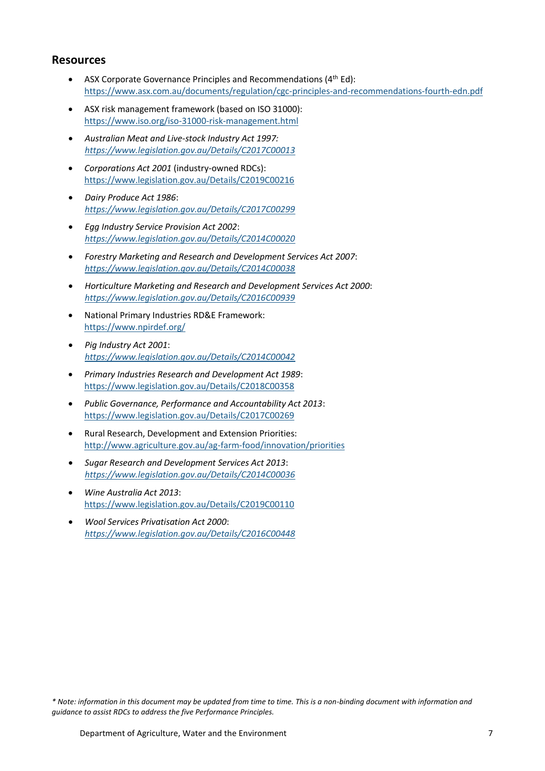## Resources

- ASX Corporate Governance Principles and Recommendations (4th Ed): https://www.asx.com.au/documents/regulation/cgc-principles-and-recommendations-fourth-edn.pdf
- ASX risk management framework (based on ISO 31000): https://www.iso.org/iso-31000-risk-management.html
- *Australian Meat and Live-stock Industry Act 1997:* *https://www.legislation.gov.au/Details/C2017C00013*
- *Corporations Act 2001* (industry-owned RDCs): https://www.legislation.gov.au/Details/C2019C00216
- *Dairy Produce Act 1986*: *https://www.legislation.gov.au/Details/C2017C00299*
- *Egg Industry Service Provision Act 2002*: *https://www.legislation.gov.au/Details/C2014C00020*
- *Forestry Marketing and Research and Development Services Act 2007*: *https://www.legislation.gov.au/Details/C2014C00038*
- *Horticulture Marketing and Research and Development Services Act 2000*: *https://www.legislation.gov.au/Details/C2016C00939*
- National Primary Industries RD&E Framework: https://www.npirdef.org/
- *Pig Industry Act 2001*: *https://www.legislation.gov.au/Details/C2014C00042*
- *Primary Industries Research and Development Act 1989*: https://www.legislation.gov.au/Details/C2018C00358
- *Public Governance, Performance and Accountability Act 2013*: https://www.legislation.gov.au/Details/C2017C00269
- Rural Research, Development and Extension Priorities: http://www.agriculture.gov.au/ag-farm-food/innovation/priorities
- *Sugar Research and Development Services Act 2013*: *https://www.legislation.gov.au/Details/C2014C00036*
- *Wine Australia Act 2013*: https://www.legislation.gov.au/Details/C2019C00110
- *Wool Services Privatisation Act 2000*: *https://www.legislation.gov.au/Details/C2016C00448*

*\* Note: information in this document may be updated from time to time. This is a non-binding document with information and guidance to assist RDCs to address the five Performance Principles.*